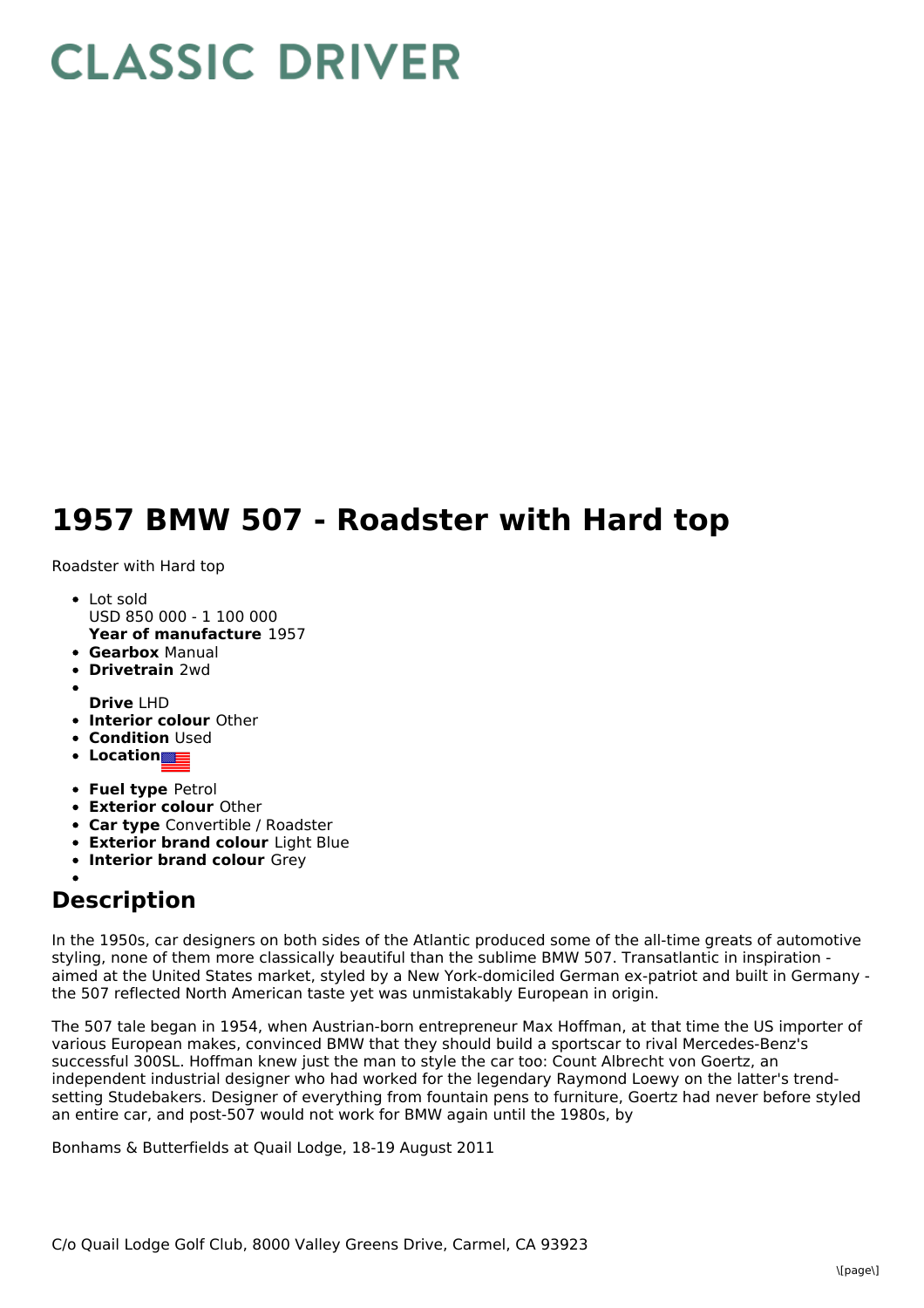# CLASSIC DRIVER

# 1957 BMW 507 - Roadster with Hard top

Roadster with Hard top

- Lot sold
  USD 850 000 - 1 100 000
  **Year of manufacture** 1957
- **Gearbox** Manual
- **Drivetrain** 2wd
- **Drive** LHD
- **Interior colour** Other
- **Condition** Used
- **Location**
- **Fuel type** Petrol
- **Exterior colour** Other
- **Car type** Convertible / Roadster
- **Exterior brand colour** Light Blue
- **Interior brand colour** Grey

## Description

In the 1950s, car designers on both sides of the Atlantic produced some of the all-time greats of automotive styling, none of them more classically beautiful than the sublime BMW 507. Transatlantic in inspiration - aimed at the United States market, styled by a New York-domiciled German ex-patriot and built in Germany - the 507 reflected North American taste yet was unmistakably European in origin.

The 507 tale began in 1954, when Austrian-born entrepreneur Max Hoffman, at that time the US importer of various European makes, convinced BMW that they should build a sportscar to rival Mercedes-Benz's successful 300SL. Hoffman knew just the man to style the car too: Count Albrecht von Goertz, an independent industrial designer who had worked for the legendary Raymond Loewy on the latter's trend-setting Studebakers. Designer of everything from fountain pens to furniture, Goertz had never before styled an entire car, and post-507 would not work for BMW again until the 1980s, by

Bonhams & Butterfields at Quail Lodge, 18-19 August 2011

C/o Quail Lodge Golf Club, 8000 Valley Greens Drive, Carmel, CA 93923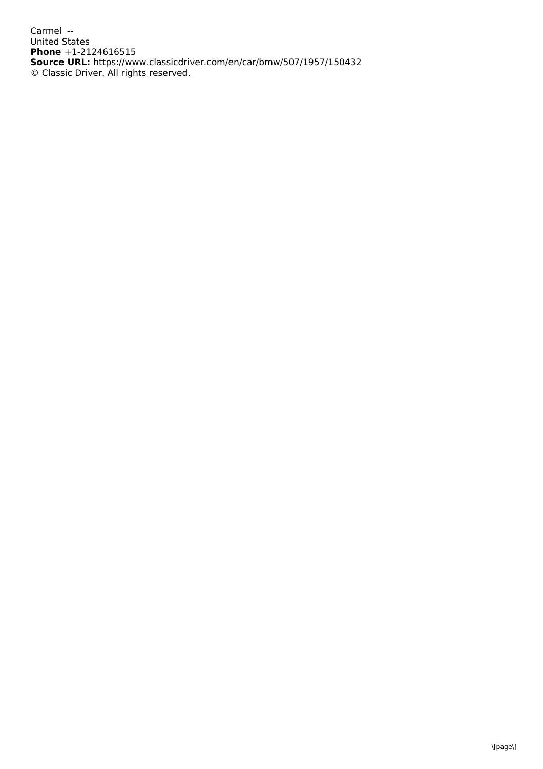Carmel --
United States
**Phone** +1-2124616515
**Source URL:** https://www.classicdriver.com/en/car/bmw/507/1957/150432
© Classic Driver. All rights reserved.